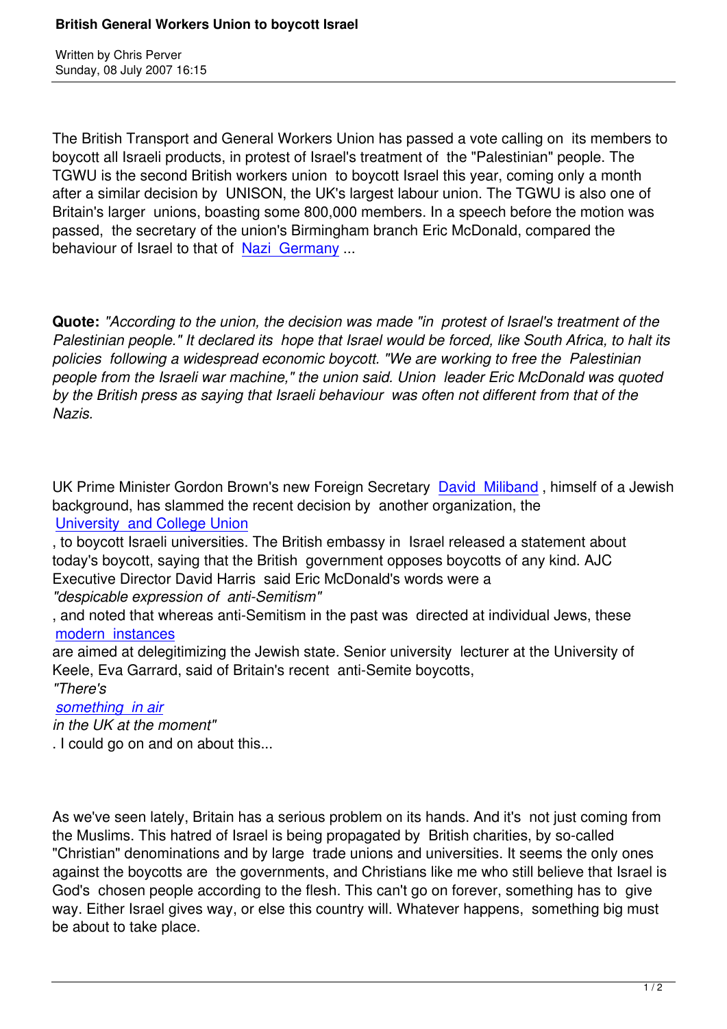# British General Workers Union to boycott Israel

Written by Chris Perver
Sunday, 08 July 2007 16:15

The British Transport and General Workers Union has passed a vote calling on its members to boycott all Israeli products, in protest of Israel's treatment of the "Palestinian" people. The TGWU is the second British workers union to boycott Israel this year, coming only a month after a similar decision by UNISON, the UK's largest labour union. The TGWU is also one of Britain's larger unions, boasting some 800,000 members. In a speech before the motion was passed, the secretary of the union's Birmingham branch Eric McDonald, compared the behaviour of Israel to that of Nazi Germany ...

**Quote:** *"According to the union, the decision was made "in protest of Israel's treatment of the Palestinian people." It declared its hope that Israel would be forced, like South Africa, to halt its policies following a widespread economic boycott. "We are working to free the Palestinian people from the Israeli war machine," the union said. Union leader Eric McDonald was quoted by the British press as saying that Israeli behaviour was often not different from that of the Nazis.*

UK Prime Minister Gordon Brown's new Foreign Secretary David Miliband , himself of a Jewish background, has slammed the recent decision by another organization, the University and College Union , to boycott Israeli universities. The British embassy in Israel released a statement about today's boycott, saying that the British government opposes boycotts of any kind. AJC Executive Director David Harris said Eric McDonald's words were a *"despicable expression of anti-Semitism"* , and noted that whereas anti-Semitism in the past was directed at individual Jews, these modern instances are aimed at delegitimizing the Jewish state. Senior university lecturer at the University of Keele, Eva Garrard, said of Britain's recent anti-Semite boycotts, *"There's something in air in the UK at the moment"* . I could go on and on about this...

As we've seen lately, Britain has a serious problem on its hands. And it's not just coming from the Muslims. This hatred of Israel is being propagated by British charities, by so-called "Christian" denominations and by large trade unions and universities. It seems the only ones against the boycotts are the governments, and Christians like me who still believe that Israel is God's chosen people according to the flesh. This can't go on forever, something has to give way. Either Israel gives way, or else this country will. Whatever happens, something big must be about to take place.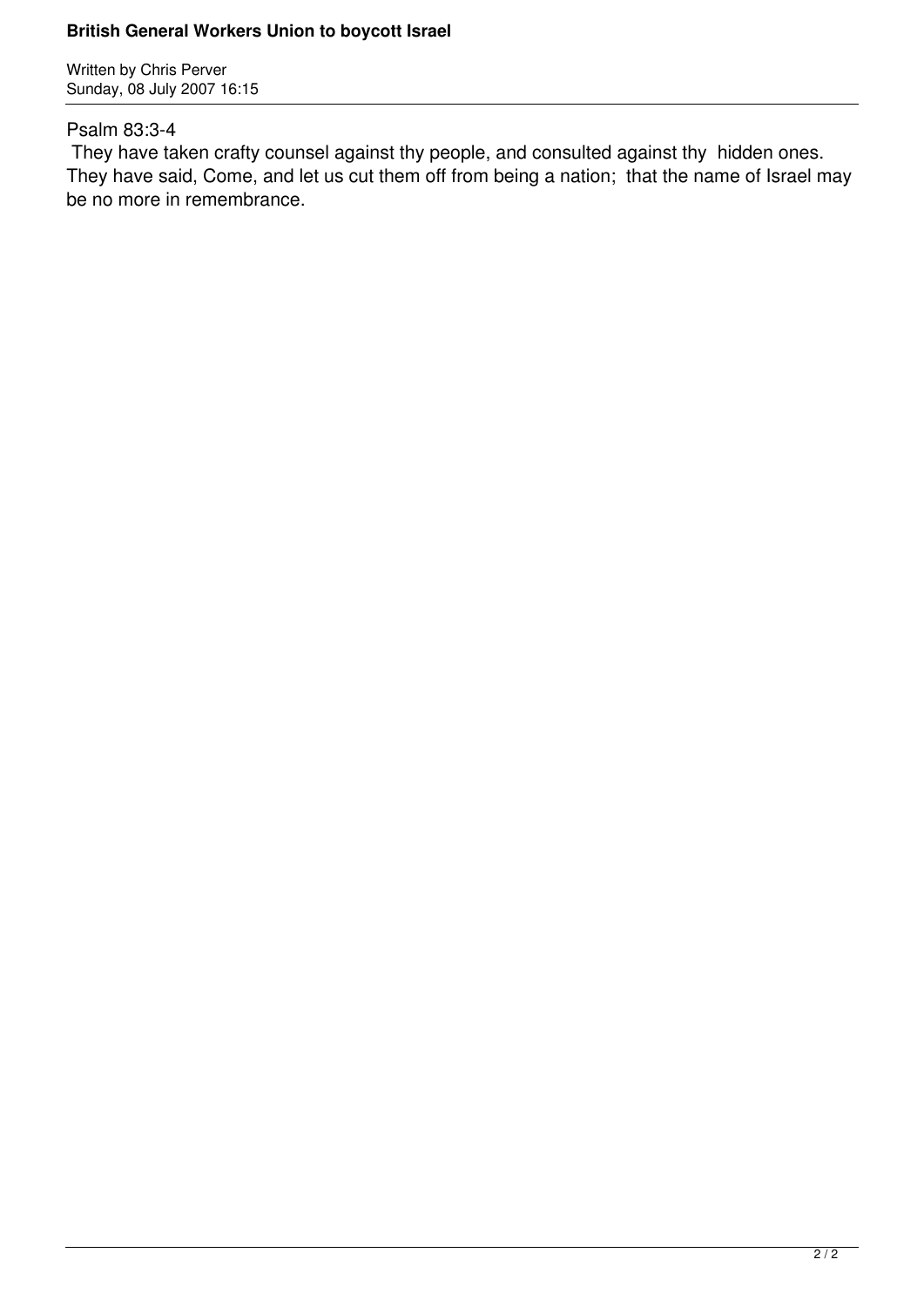Psalm 83:3-4

They have taken crafty counsel against thy people, and consulted against thy hidden ones. They have said, Come, and let us cut them off from being a nation; that the name of Israel may be no more in remembrance.